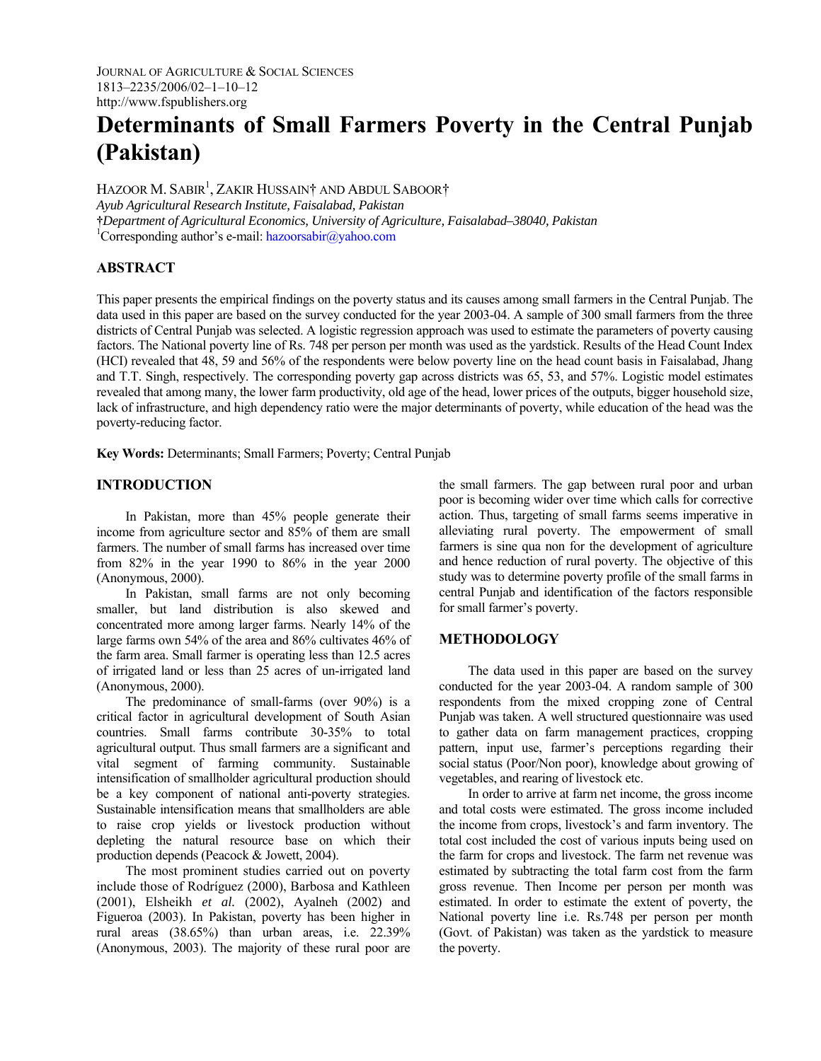# Determinants of Small Farmers Poverty in the Central Punjab (Pakistan)

HAZOOR M. SABIR[1], ZAKIR HUSSAIN† AND ABDUL SABOOR†

*Ayub Agricultural Research Institute, Faisalabad, Pakistan*

*†Department of Agricultural Economics, University of Agriculture, Faisalabad–38040, Pakistan*

[1]Corresponding author's e-mail: hazoorsabir@yahoo.com

## ABSTRACT

This paper presents the empirical findings on the poverty status and its causes among small farmers in the Central Punjab. The data used in this paper are based on the survey conducted for the year 2003-04. A sample of 300 small farmers from the three districts of Central Punjab was selected. A logistic regression approach was used to estimate the parameters of poverty causing factors. The National poverty line of Rs. 748 per person per month was used as the yardstick. Results of the Head Count Index (HCI) revealed that 48, 59 and 56% of the respondents were below poverty line on the head count basis in Faisalabad, Jhang and T.T. Singh, respectively. The corresponding poverty gap across districts was 65, 53, and 57%. Logistic model estimates revealed that among many, the lower farm productivity, old age of the head, lower prices of the outputs, bigger household size, lack of infrastructure, and high dependency ratio were the major determinants of poverty, while education of the head was the poverty-reducing factor.

**Key Words:** Determinants; Small Farmers; Poverty; Central Punjab

## INTRODUCTION

In Pakistan, more than 45% people generate their income from agriculture sector and 85% of them are small farmers. The number of small farms has increased over time from 82% in the year 1990 to 86% in the year 2000 (Anonymous, 2000).

In Pakistan, small farms are not only becoming smaller, but land distribution is also skewed and concentrated more among larger farms. Nearly 14% of the large farms own 54% of the area and 86% cultivates 46% of the farm area. Small farmer is operating less than 12.5 acres of irrigated land or less than 25 acres of un-irrigated land (Anonymous, 2000).

The predominance of small-farms (over 90%) is a critical factor in agricultural development of South Asian countries. Small farms contribute 30-35% to total agricultural output. Thus small farmers are a significant and vital segment of farming community. Sustainable intensification of smallholder agricultural production should be a key component of national anti-poverty strategies. Sustainable intensification means that smallholders are able to raise crop yields or livestock production without depleting the natural resource base on which their production depends (Peacock & Jowett, 2004).

The most prominent studies carried out on poverty include those of Rodríguez (2000), Barbosa and Kathleen (2001), Elsheikh *et al.* (2002), Ayalneh (2002) and Figueroa (2003). In Pakistan, poverty has been higher in rural areas (38.65%) than urban areas, i.e. 22.39% (Anonymous, 2003). The majority of these rural poor are the small farmers. The gap between rural poor and urban poor is becoming wider over time which calls for corrective action. Thus, targeting of small farms seems imperative in alleviating rural poverty. The empowerment of small farmers is sine qua non for the development of agriculture and hence reduction of rural poverty. The objective of this study was to determine poverty profile of the small farms in central Punjab and identification of the factors responsible for small farmer's poverty.

## METHODOLOGY

The data used in this paper are based on the survey conducted for the year 2003-04. A random sample of 300 respondents from the mixed cropping zone of Central Punjab was taken. A well structured questionnaire was used to gather data on farm management practices, cropping pattern, input use, farmer's perceptions regarding their social status (Poor/Non poor), knowledge about growing of vegetables, and rearing of livestock etc.

In order to arrive at farm net income, the gross income and total costs were estimated. The gross income included the income from crops, livestock's and farm inventory. The total cost included the cost of various inputs being used on the farm for crops and livestock. The farm net revenue was estimated by subtracting the total farm cost from the farm gross revenue. Then Income per person per month was estimated. In order to estimate the extent of poverty, the National poverty line i.e. Rs.748 per person per month (Govt. of Pakistan) was taken as the yardstick to measure the poverty.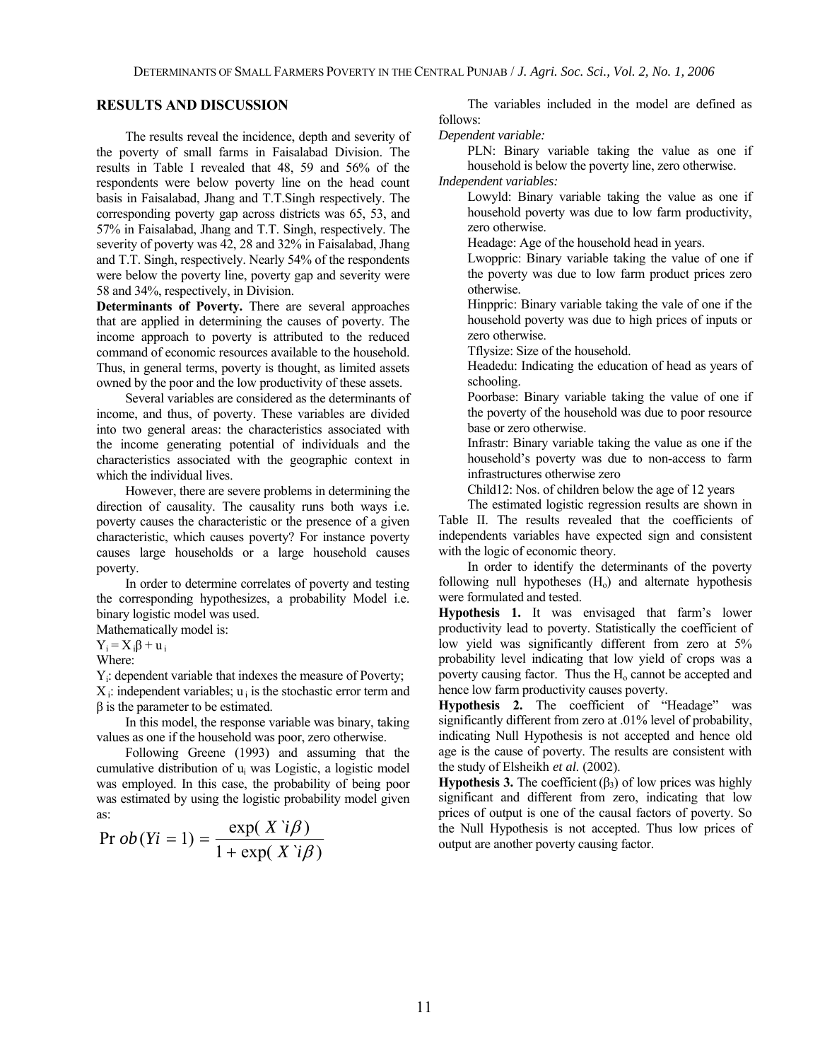## RESULTS AND DISCUSSION

The results reveal the incidence, depth and severity of the poverty of small farms in Faisalabad Division. The results in Table I revealed that 48, 59 and 56% of the respondents were below poverty line on the head count basis in Faisalabad, Jhang and T.T.Singh respectively. The corresponding poverty gap across districts was 65, 53, and 57% in Faisalabad, Jhang and T.T. Singh, respectively. The severity of poverty was 42, 28 and 32% in Faisalabad, Jhang and T.T. Singh, respectively. Nearly 54% of the respondents were below the poverty line, poverty gap and severity were 58 and 34%, respectively, in Division.

**Determinants of Poverty.** There are several approaches that are applied in determining the causes of poverty. The income approach to poverty is attributed to the reduced command of economic resources available to the household. Thus, in general terms, poverty is thought, as limited assets owned by the poor and the low productivity of these assets.

Several variables are considered as the determinants of income, and thus, of poverty. These variables are divided into two general areas: the characteristics associated with the income generating potential of individuals and the characteristics associated with the geographic context in which the individual lives.

However, there are severe problems in determining the direction of causality. The causality runs both ways i.e. poverty causes the characteristic or the presence of a given characteristic, which causes poverty? For instance poverty causes large households or a large household causes poverty.

In order to determine correlates of poverty and testing the corresponding hypothesizes, a probability Model i.e. binary logistic model was used.

Mathematically model is:

$Y_i = X_i\beta + u_i$

Where:

$Y_i$: dependent variable that indexes the measure of Poverty; $X_i$: independent variables; $u_i$ is the stochastic error term and β is the parameter to be estimated.

In this model, the response variable was binary, taking values as one if the household was poor, zero otherwise.

Following Greene (1993) and assuming that the cumulative distribution of $u_i$ was Logistic, a logistic model was employed. In this case, the probability of being poor was estimated by using the logistic probability model given as:

$$\Pr ob(Yi = 1) = \frac{\exp(X`i\beta)}{1 + \exp(X`i\beta)}$$

The variables included in the model are defined as follows:

*Dependent variable:*

PLN: Binary variable taking the value as one if household is below the poverty line, zero otherwise.

*Independent variables:*

Lowyld: Binary variable taking the value as one if household poverty was due to low farm productivity, zero otherwise.

Headage: Age of the household head in years.

Lwoppric: Binary variable taking the value of one if the poverty was due to low farm product prices zero otherwise.

Hinppric: Binary variable taking the vale of one if the household poverty was due to high prices of inputs or zero otherwise.

Tflysize: Size of the household.

Headedu: Indicating the education of head as years of schooling.

Poorbase: Binary variable taking the value of one if the poverty of the household was due to poor resource base or zero otherwise.

Infrastr: Binary variable taking the value as one if the household's poverty was due to non-access to farm infrastructures otherwise zero

Child12: Nos. of children below the age of 12 years

The estimated logistic regression results are shown in Table II. The results revealed that the coefficients of independents variables have expected sign and consistent with the logic of economic theory.

In order to identify the determinants of the poverty following null hypotheses ($H_o$) and alternate hypothesis were formulated and tested.

**Hypothesis 1.** It was envisaged that farm's lower productivity lead to poverty. Statistically the coefficient of low yield was significantly different from zero at 5% probability level indicating that low yield of crops was a poverty causing factor. Thus the $H_o$ cannot be accepted and hence low farm productivity causes poverty.

**Hypothesis 2.** The coefficient of "Headage" was significantly different from zero at .01% level of probability, indicating Null Hypothesis is not accepted and hence old age is the cause of poverty. The results are consistent with the study of Elsheikh *et al.* (2002).

**Hypothesis 3.** The coefficient ($\beta_3$) of low prices was highly significant and different from zero, indicating that low prices of output is one of the causal factors of poverty. So the Null Hypothesis is not accepted. Thus low prices of output are another poverty causing factor.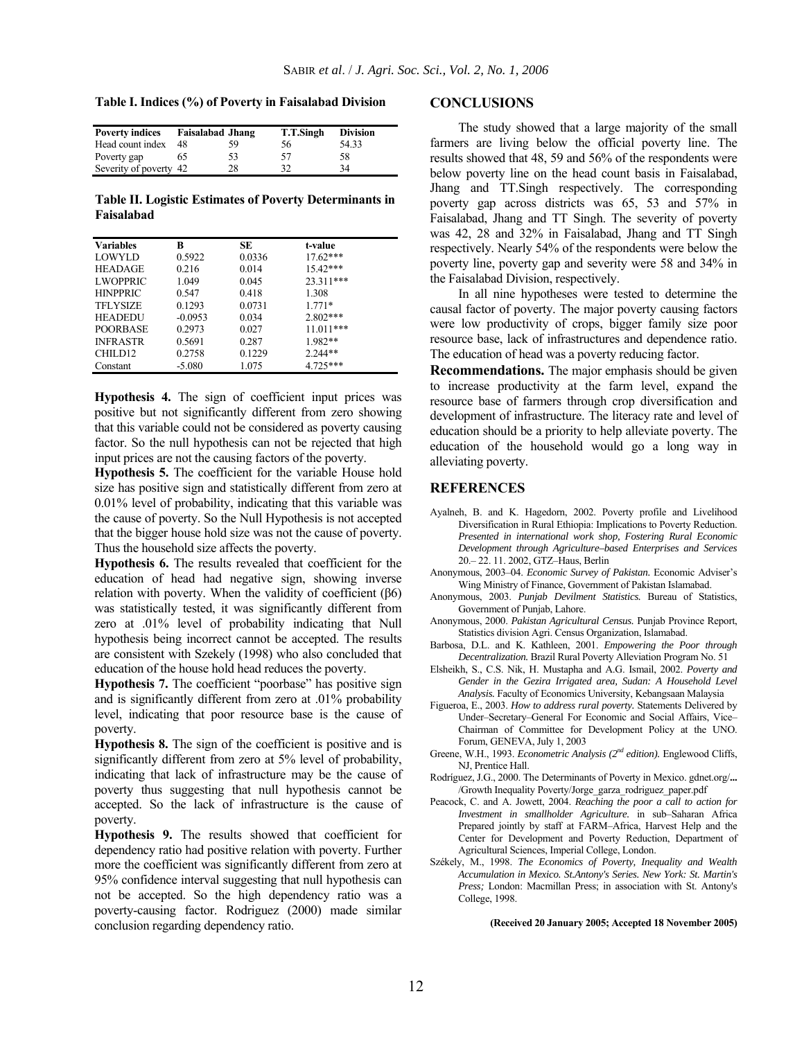**Table I. Indices (%) of Poverty in Faisalabad Division**

| Poverty indices | Faisalabad | Jhang | T.T.Singh | Division |
|---|---|---|---|---|
| Head count index | 48 | 59 | 56 | 54.33 |
| Poverty gap | 65 | 53 | 57 | 58 |
| Severity of poverty | 42 | 28 | 32 | 34 |

**Table II. Logistic Estimates of Poverty Determinants in Faisalabad**

| Variables | B | SE | t-value |
|---|---|---|---|
| LOWYLD | 0.5922 | 0.0336 | 17.62*** |
| HEADAGE | 0.216 | 0.014 | 15.42*** |
| LWOPPRIC | 1.049 | 0.045 | 23.311*** |
| HINPPRIC | 0.547 | 0.418 | 1.308 |
| TFLYSIZE | 0.1293 | 0.0731 | 1.771* |
| HEADEDU | -0.0953 | 0.034 | 2.802*** |
| POORBASE | 0.2973 | 0.027 | 11.011*** |
| INFRASTR | 0.5691 | 0.287 | 1.982** |
| CHILD12 | 0.2758 | 0.1229 | 2.244** |
| Constant | -5.080 | 1.075 | 4.725*** |

**Hypothesis 4.** The sign of coefficient input prices was positive but not significantly different from zero showing that this variable could not be considered as poverty causing factor. So the null hypothesis can not be rejected that high input prices are not the causing factors of the poverty.

**Hypothesis 5.** The coefficient for the variable House hold size has positive sign and statistically different from zero at 0.01% level of probability, indicating that this variable was the cause of poverty. So the Null Hypothesis is not accepted that the bigger house hold size was not the cause of poverty. Thus the household size affects the poverty.

**Hypothesis 6.** The results revealed that coefficient for the education of head had negative sign, showing inverse relation with poverty. When the validity of coefficient ($\beta 6$) was statistically tested, it was significantly different from zero at .01% level of probability indicating that Null hypothesis being incorrect cannot be accepted. The results are consistent with Szekely (1998) who also concluded that education of the house hold head reduces the poverty.

**Hypothesis 7.** The coefficient "poorbase" has positive sign and is significantly different from zero at .01% probability level, indicating that poor resource base is the cause of poverty.

**Hypothesis 8.** The sign of the coefficient is positive and is significantly different from zero at 5% level of probability, indicating that lack of infrastructure may be the cause of poverty thus suggesting that null hypothesis cannot be accepted. So the lack of infrastructure is the cause of poverty.

**Hypothesis 9.** The results showed that coefficient for dependency ratio had positive relation with poverty. Further more the coefficient was significantly different from zero at 95% confidence interval suggesting that null hypothesis can not be accepted. So the high dependency ratio was a poverty-causing factor. Rodriguez (2000) made similar conclusion regarding dependency ratio.

## CONCLUSIONS

The study showed that a large majority of the small farmers are living below the official poverty line. The results showed that 48, 59 and 56% of the respondents were below poverty line on the head count basis in Faisalabad, Jhang and TT.Singh respectively. The corresponding poverty gap across districts was 65, 53 and 57% in Faisalabad, Jhang and TT Singh. The severity of poverty was 42, 28 and 32% in Faisalabad, Jhang and TT Singh respectively. Nearly 54% of the respondents were below the poverty line, poverty gap and severity were 58 and 34% in the Faisalabad Division, respectively.

In all nine hypotheses were tested to determine the causal factor of poverty. The major poverty causing factors were low productivity of crops, bigger family size poor resource base, lack of infrastructures and dependence ratio. The education of head was a poverty reducing factor.

**Recommendations.** The major emphasis should be given to increase productivity at the farm level, expand the resource base of farmers through crop diversification and development of infrastructure. The literacy rate and level of education should be a priority to help alleviate poverty. The education of the household would go a long way in alleviating poverty.

## REFERENCES

Ayalneh, B. and K. Hagedorn, 2002. Poverty profile and Livelihood Diversification in Rural Ethiopia: Implications to Poverty Reduction. *Presented in international work shop, Fostering Rural Economic Development through Agriculture–based Enterprises and Services* 20.– 22. 11. 2002, GTZ–Haus, Berlin

Anonymous, 2003–04. *Economic Survey of Pakistan.* Economic Adviser's Wing Ministry of Finance, Government of Pakistan Islamabad.

Anonymous, 2003. *Punjab Devilment Statistics.* Bureau of Statistics, Government of Punjab, Lahore.

Anonymous, 2000. *Pakistan Agricultural Census.* Punjab Province Report, Statistics division Agri. Census Organization, Islamabad.

Barbosa, D.L. and K. Kathleen, 2001. *Empowering the Poor through Decentralization.* Brazil Rural Poverty Alleviation Program No. 51

Elsheikh, S., C.S. Nik, H. Mustapha and A.G. Ismail, 2002. *Poverty and Gender in the Gezira Irrigated area, Sudan: A Household Level Analysis.* Faculty of Economics University, Kebangsaan Malaysia

Figueroa, E., 2003. *How to address rural poverty.* Statements Delivered by Under–Secretary–General For Economic and Social Affairs, Vice–Chairman of Committee for Development Policy at the UNO. Forum, GENEVA, July 1, 2003

Greene, W.H., 1993. *Econometric Analysis (2nd edition).* Englewood Cliffs, NJ, Prentice Hall.

Rodríguez, J.G., 2000. The Determinants of Poverty in Mexico. gdnet.org/... /Growth Inequality Poverty/Jorge_garza_rodriguez_paper.pdf

Peacock, C. and A. Jowett, 2004. *Reaching the poor a call to action for Investment in smallholder Agriculture.* in sub–Saharan Africa Prepared jointly by staff at FARM–Africa, Harvest Help and the Center for Development and Poverty Reduction, Department of Agricultural Sciences, Imperial College, London.

Székely, M., 1998. *The Economics of Poverty, Inequality and Wealth Accumulation in Mexico. St.Antony's Series. New York: St. Martin's Press;* London: Macmillan Press; in association with St. Antony's College, 1998.

**(Received 20 January 2005; Accepted 18 November 2005)**